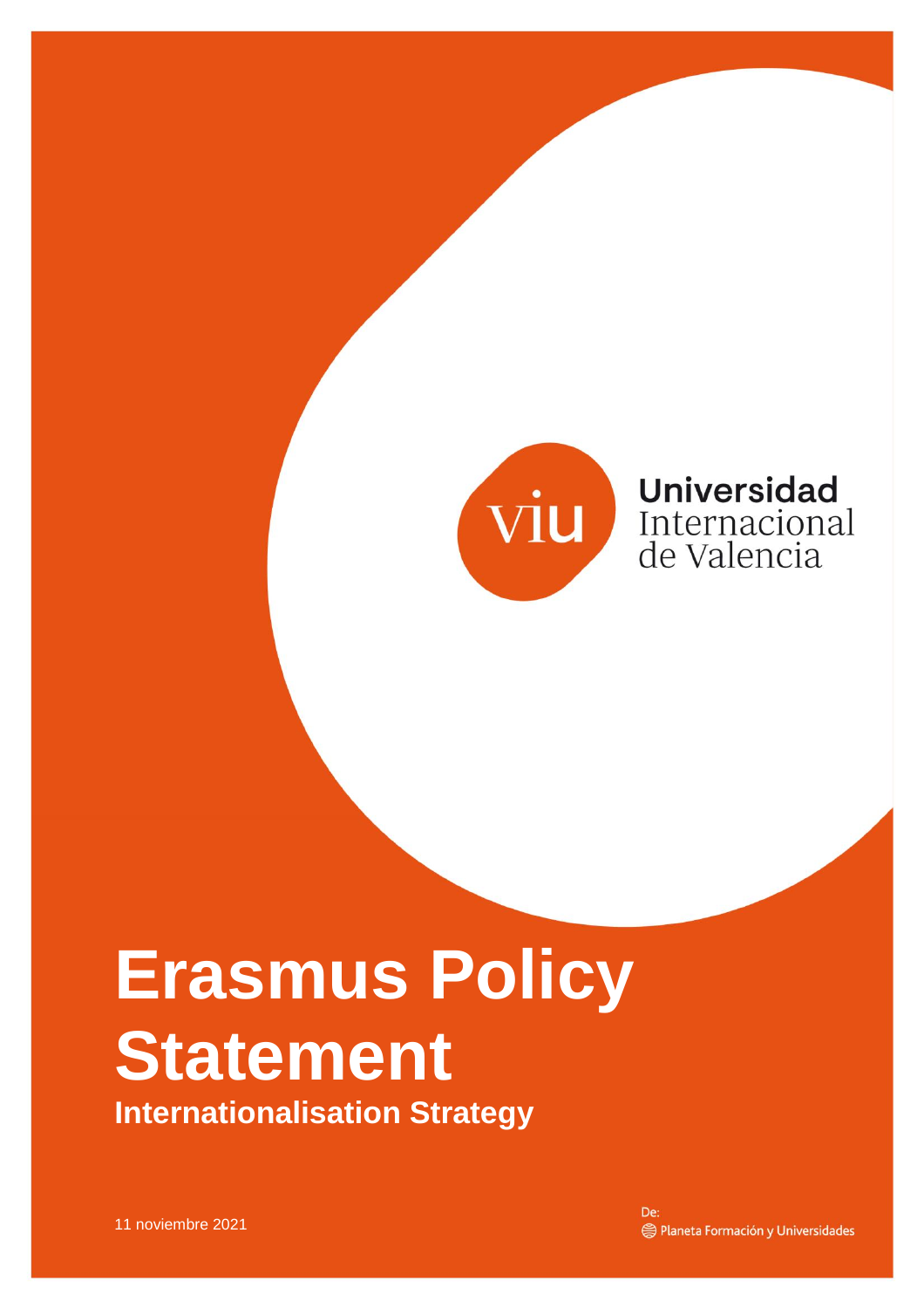Universidad Internacional de Valencia

# Erasmus Policy Statement

## Internationalisation Strategy

11 noviembre 2021

De: Planeta Formación y Universidades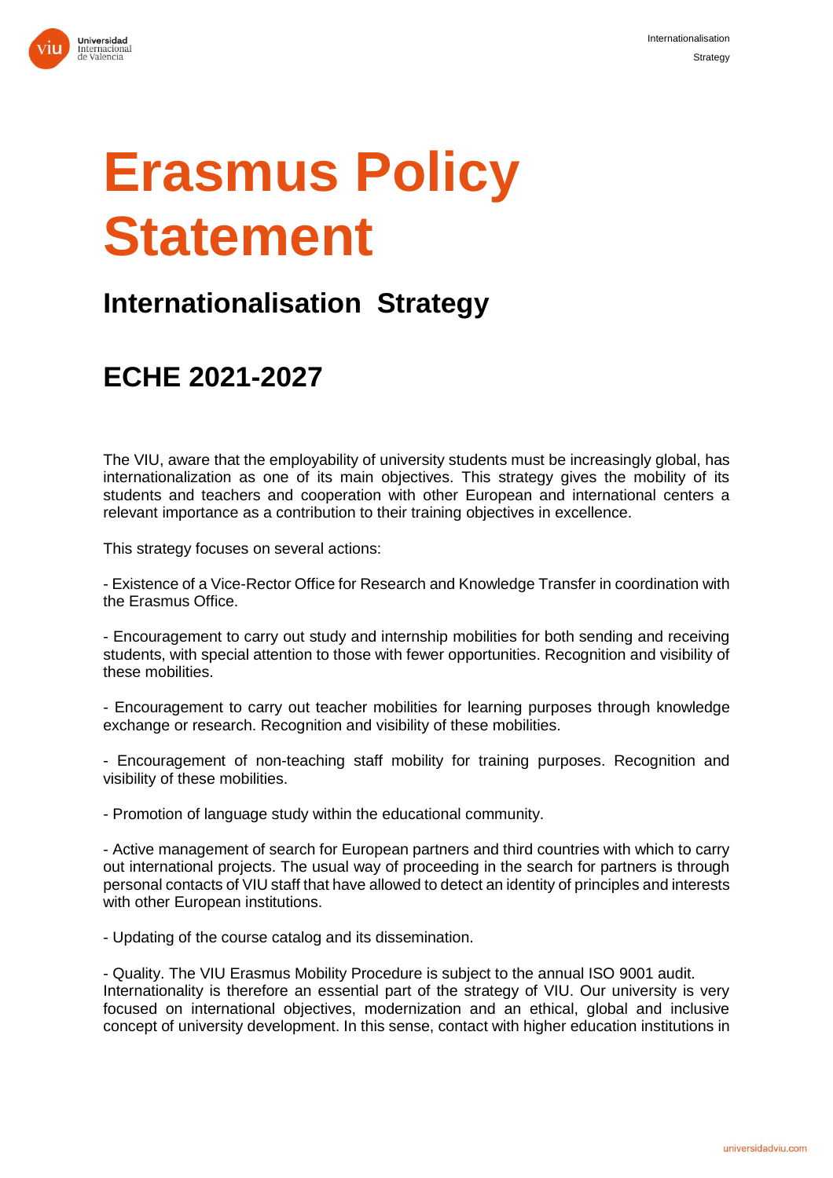# Erasmus Policy Statement

## Internationalisation Strategy

## ECHE 2021-2027

The VIU, aware that the employability of university students must be increasingly global, has internationalization as one of its main objectives. This strategy gives the mobility of its students and teachers and cooperation with other European and international centers a relevant importance as a contribution to their training objectives in excellence.

This strategy focuses on several actions:

- Existence of a Vice-Rector Office for Research and Knowledge Transfer in coordination with the Erasmus Office.

- Encouragement to carry out study and internship mobilities for both sending and receiving students, with special attention to those with fewer opportunities. Recognition and visibility of these mobilities.

- Encouragement to carry out teacher mobilities for learning purposes through knowledge exchange or research. Recognition and visibility of these mobilities.

- Encouragement of non-teaching staff mobility for training purposes. Recognition and visibility of these mobilities.

- Promotion of language study within the educational community.

- Active management of search for European partners and third countries with which to carry out international projects. The usual way of proceeding in the search for partners is through personal contacts of VIU staff that have allowed to detect an identity of principles and interests with other European institutions.

- Updating of the course catalog and its dissemination.

- Quality. The VIU Erasmus Mobility Procedure is subject to the annual ISO 9001 audit.
Internationality is therefore an essential part of the strategy of VIU. Our university is very focused on international objectives, modernization and an ethical, global and inclusive concept of university development. In this sense, contact with higher education institutions in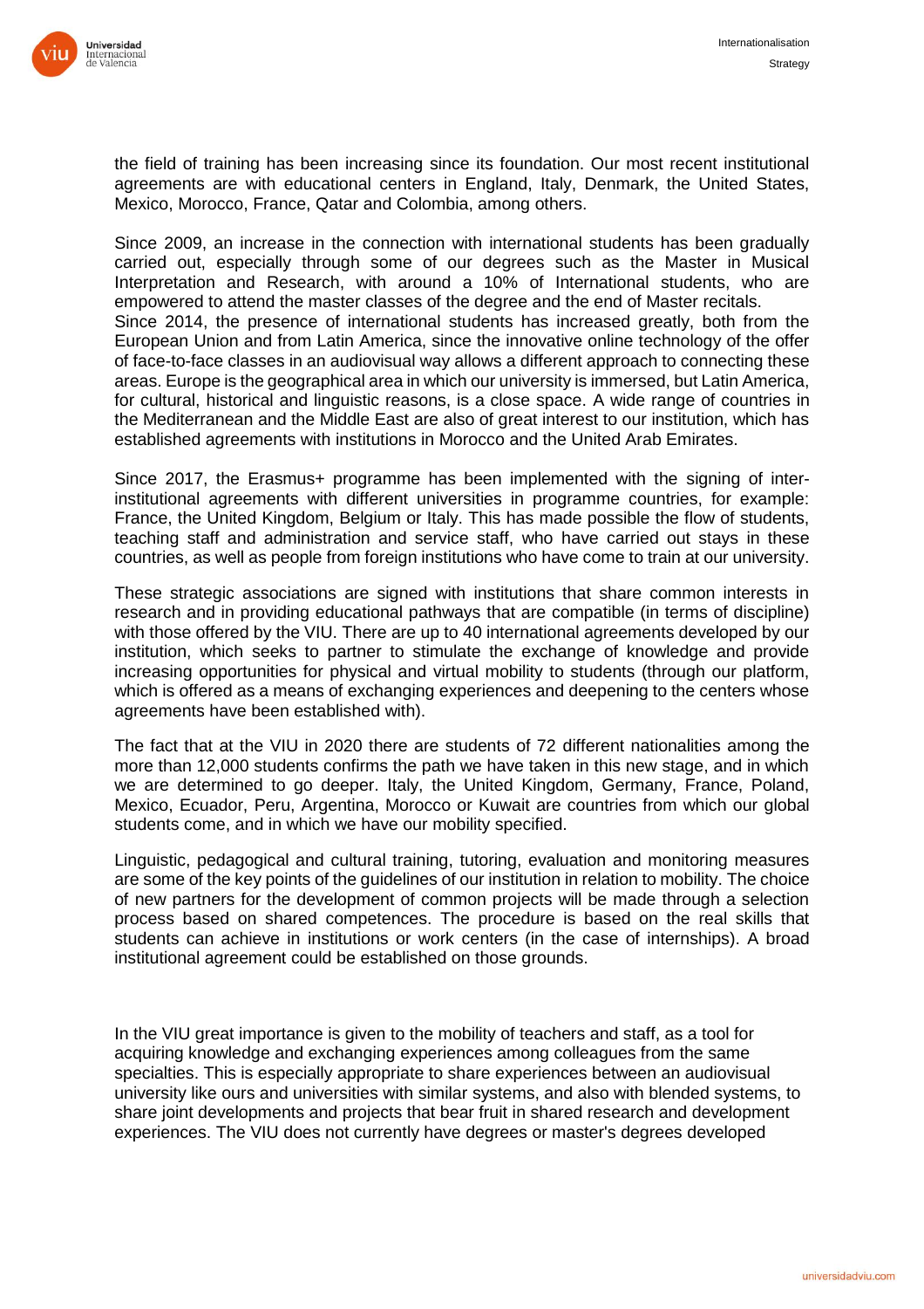the field of training has been increasing since its foundation. Our most recent institutional agreements are with educational centers in England, Italy, Denmark, the United States, Mexico, Morocco, France, Qatar and Colombia, among others.

Since 2009, an increase in the connection with international students has been gradually carried out, especially through some of our degrees such as the Master in Musical Interpretation and Research, with around a 10% of International students, who are empowered to attend the master classes of the degree and the end of Master recitals.
Since 2014, the presence of international students has increased greatly, both from the European Union and from Latin America, since the innovative online technology of the offer of face-to-face classes in an audiovisual way allows a different approach to connecting these areas. Europe is the geographical area in which our university is immersed, but Latin America, for cultural, historical and linguistic reasons, is a close space. A wide range of countries in the Mediterranean and the Middle East are also of great interest to our institution, which has established agreements with institutions in Morocco and the United Arab Emirates.

Since 2017, the Erasmus+ programme has been implemented with the signing of inter-institutional agreements with different universities in programme countries, for example: France, the United Kingdom, Belgium or Italy. This has made possible the flow of students, teaching staff and administration and service staff, who have carried out stays in these countries, as well as people from foreign institutions who have come to train at our university.

These strategic associations are signed with institutions that share common interests in research and in providing educational pathways that are compatible (in terms of discipline) with those offered by the VIU. There are up to 40 international agreements developed by our institution, which seeks to partner to stimulate the exchange of knowledge and provide increasing opportunities for physical and virtual mobility to students (through our platform, which is offered as a means of exchanging experiences and deepening to the centers whose agreements have been established with).

The fact that at the VIU in 2020 there are students of 72 different nationalities among the more than 12,000 students confirms the path we have taken in this new stage, and in which we are determined to go deeper. Italy, the United Kingdom, Germany, France, Poland, Mexico, Ecuador, Peru, Argentina, Morocco or Kuwait are countries from which our global students come, and in which we have our mobility specified.

Linguistic, pedagogical and cultural training, tutoring, evaluation and monitoring measures are some of the key points of the guidelines of our institution in relation to mobility. The choice of new partners for the development of common projects will be made through a selection process based on shared competences. The procedure is based on the real skills that students can achieve in institutions or work centers (in the case of internships). A broad institutional agreement could be established on those grounds.

In the VIU great importance is given to the mobility of teachers and staff, as a tool for acquiring knowledge and exchanging experiences among colleagues from the same specialties. This is especially appropriate to share experiences between an audiovisual university like ours and universities with similar systems, and also with blended systems, to share joint developments and projects that bear fruit in shared research and development experiences. The VIU does not currently have degrees or master's degrees developed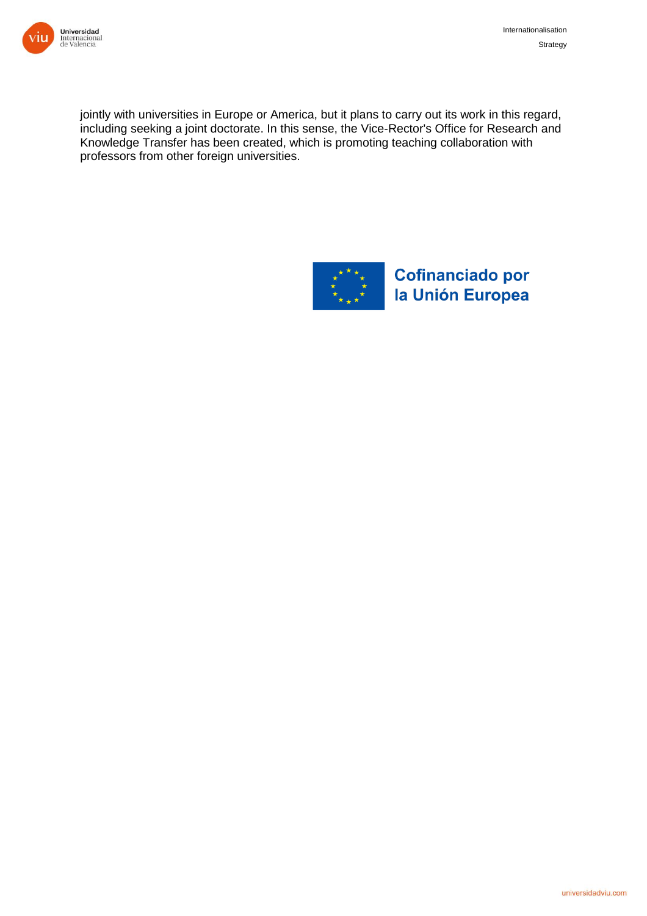jointly with universities in Europe or America, but it plans to carry out its work in this regard, including seeking a joint doctorate. In this sense, the Vice-Rector's Office for Research and Knowledge Transfer has been created, which is promoting teaching collaboration with professors from other foreign universities.

Cofinanciado por la Unión Europea